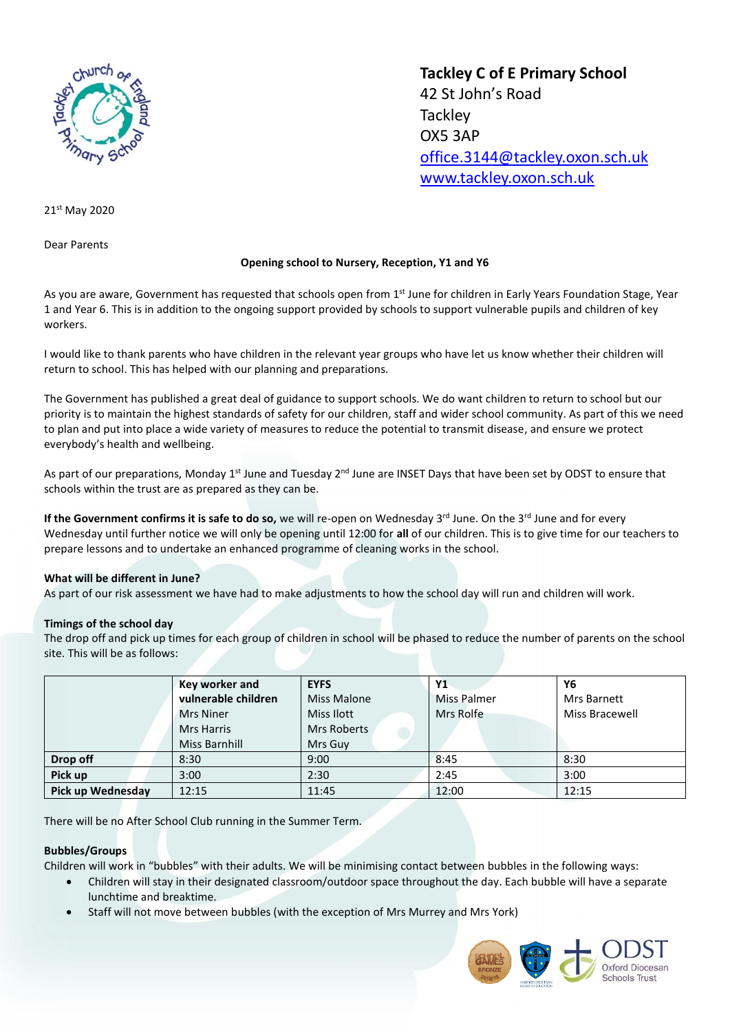**Tackley C of E Primary School**
42 St John's Road
Tackley
OX5 3AP
[office.3144@tackley.oxon.sch.uk](mailto:office.3144@tackley.oxon.sch.uk)
[www.tackley.oxon.sch.uk](http://www.tackley.oxon.sch.uk)

21st May 2020

Dear Parents

**Opening school to Nursery, Reception, Y1 and Y6**

As you are aware, Government has requested that schools open from 1st June for children in Early Years Foundation Stage, Year 1 and Year 6. This is in addition to the ongoing support provided by schools to support vulnerable pupils and children of key workers.

I would like to thank parents who have children in the relevant year groups who have let us know whether their children will return to school. This has helped with our planning and preparations.

The Government has published a great deal of guidance to support schools. We do want children to return to school but our priority is to maintain the highest standards of safety for our children, staff and wider school community. As part of this we need to plan and put into place a wide variety of measures to reduce the potential to transmit disease, and ensure we protect everybody's health and wellbeing.

As part of our preparations, Monday 1st June and Tuesday 2nd June are INSET Days that have been set by ODST to ensure that schools within the trust are as prepared as they can be.

**If the Government confirms it is safe to do so,** we will re-open on Wednesday 3rd June. On the 3rd June and for every Wednesday until further notice we will only be opening until 12:00 for **all** of our children. This is to give time for our teachers to prepare lessons and to undertake an enhanced programme of cleaning works in the school.

**What will be different in June?**
As part of our risk assessment we have had to make adjustments to how the school day will run and children will work.

**Timings of the school day**
The drop off and pick up times for each group of children in school will be phased to reduce the number of parents on the school site. This will be as follows:

| | **Key worker and vulnerable children** Mrs Niner Mrs Harris Miss Barnhill | **EYFS** Miss Malone Miss Ilott Mrs Roberts Mrs Guy | **Y1** Miss Palmer Mrs Rolfe | **Y6** Mrs Barnett Miss Bracewell |
|---|---|---|---|---|
| **Drop off** | 8:30 | 9:00 | 8:45 | 8:30 |
| **Pick up** | 3:00 | 2:30 | 2:45 | 3:00 |
| **Pick up Wednesday** | 12:15 | 11:45 | 12:00 | 12:15 |

There will be no After School Club running in the Summer Term.

**Bubbles/Groups**
Children will work in "bubbles" with their adults. We will be minimising contact between bubbles in the following ways:

- Children will stay in their designated classroom/outdoor space throughout the day. Each bubble will have a separate lunchtime and breaktime.
- Staff will not move between bubbles (with the exception of Mrs Murrey and Mrs York)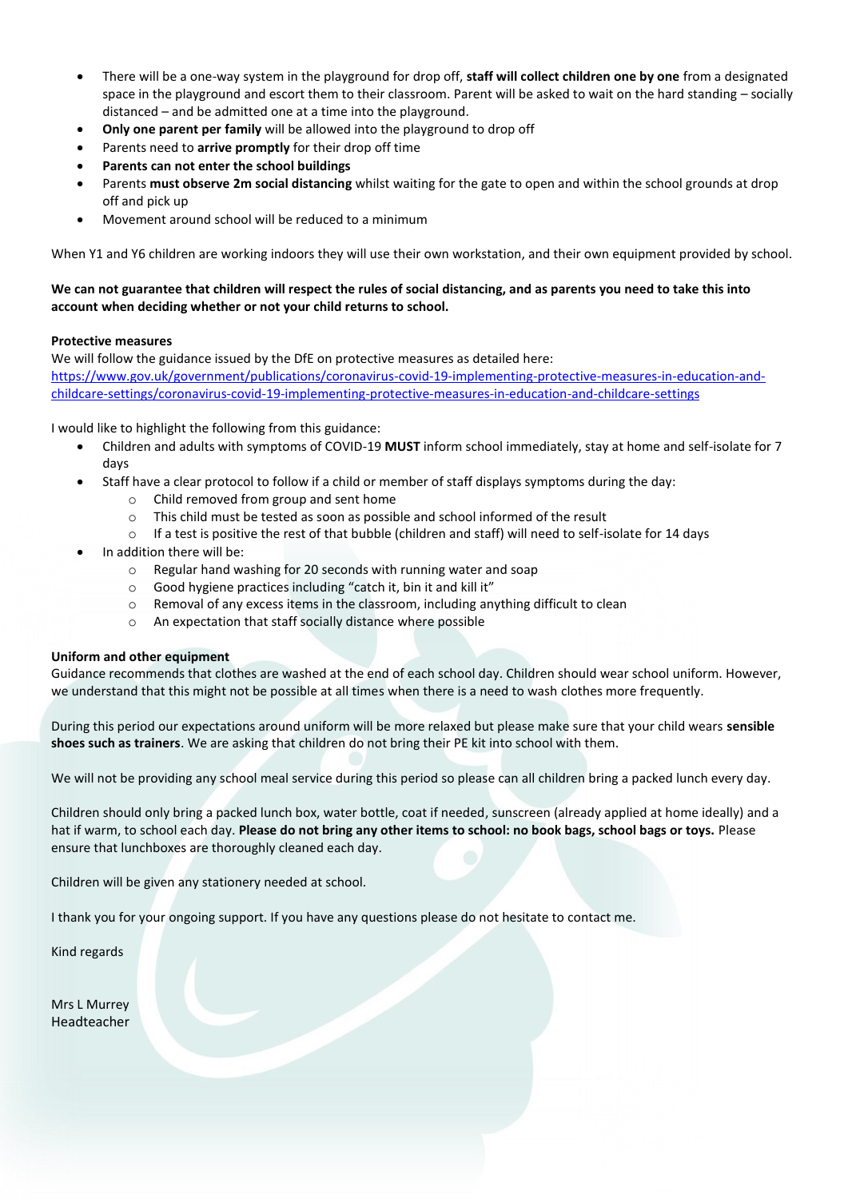- There will be a one-way system in the playground for drop off, **staff will collect children one by one** from a designated space in the playground and escort them to their classroom. Parent will be asked to wait on the hard standing – socially distanced – and be admitted one at a time into the playground.
- **Only one parent per family** will be allowed into the playground to drop off
- Parents need to **arrive promptly** for their drop off time
- **Parents can not enter the school buildings**
- Parents **must observe 2m social distancing** whilst waiting for the gate to open and within the school grounds at drop off and pick up
- Movement around school will be reduced to a minimum

When Y1 and Y6 children are working indoors they will use their own workstation, and their own equipment provided by school.

**We can not guarantee that children will respect the rules of social distancing, and as parents you need to take this into account when deciding whether or not your child returns to school.**

**Protective measures**
We will follow the guidance issued by the DfE on protective measures as detailed here:
https://www.gov.uk/government/publications/coronavirus-covid-19-implementing-protective-measures-in-education-and-childcare-settings/coronavirus-covid-19-implementing-protective-measures-in-education-and-childcare-settings

I would like to highlight the following from this guidance:

- Children and adults with symptoms of COVID-19 **MUST** inform school immediately, stay at home and self-isolate for 7 days
- Staff have a clear protocol to follow if a child or member of staff displays symptoms during the day:
  - Child removed from group and sent home
  - This child must be tested as soon as possible and school informed of the result
  - If a test is positive the rest of that bubble (children and staff) will need to self-isolate for 14 days
- In addition there will be:
  - Regular hand washing for 20 seconds with running water and soap
  - Good hygiene practices including "catch it, bin it and kill it"
  - Removal of any excess items in the classroom, including anything difficult to clean
  - An expectation that staff socially distance where possible

**Uniform and other equipment**
Guidance recommends that clothes are washed at the end of each school day. Children should wear school uniform. However, we understand that this might not be possible at all times when there is a need to wash clothes more frequently.

During this period our expectations around uniform will be more relaxed but please make sure that your child wears **sensible shoes such as trainers**. We are asking that children do not bring their PE kit into school with them.

We will not be providing any school meal service during this period so please can all children bring a packed lunch every day.

Children should only bring a packed lunch box, water bottle, coat if needed, sunscreen (already applied at home ideally) and a hat if warm, to school each day. **Please do not bring any other items to school: no book bags, school bags or toys.** Please ensure that lunchboxes are thoroughly cleaned each day.

Children will be given any stationery needed at school.

I thank you for your ongoing support. If you have any questions please do not hesitate to contact me.

Kind regards

Mrs L Murrey
Headteacher